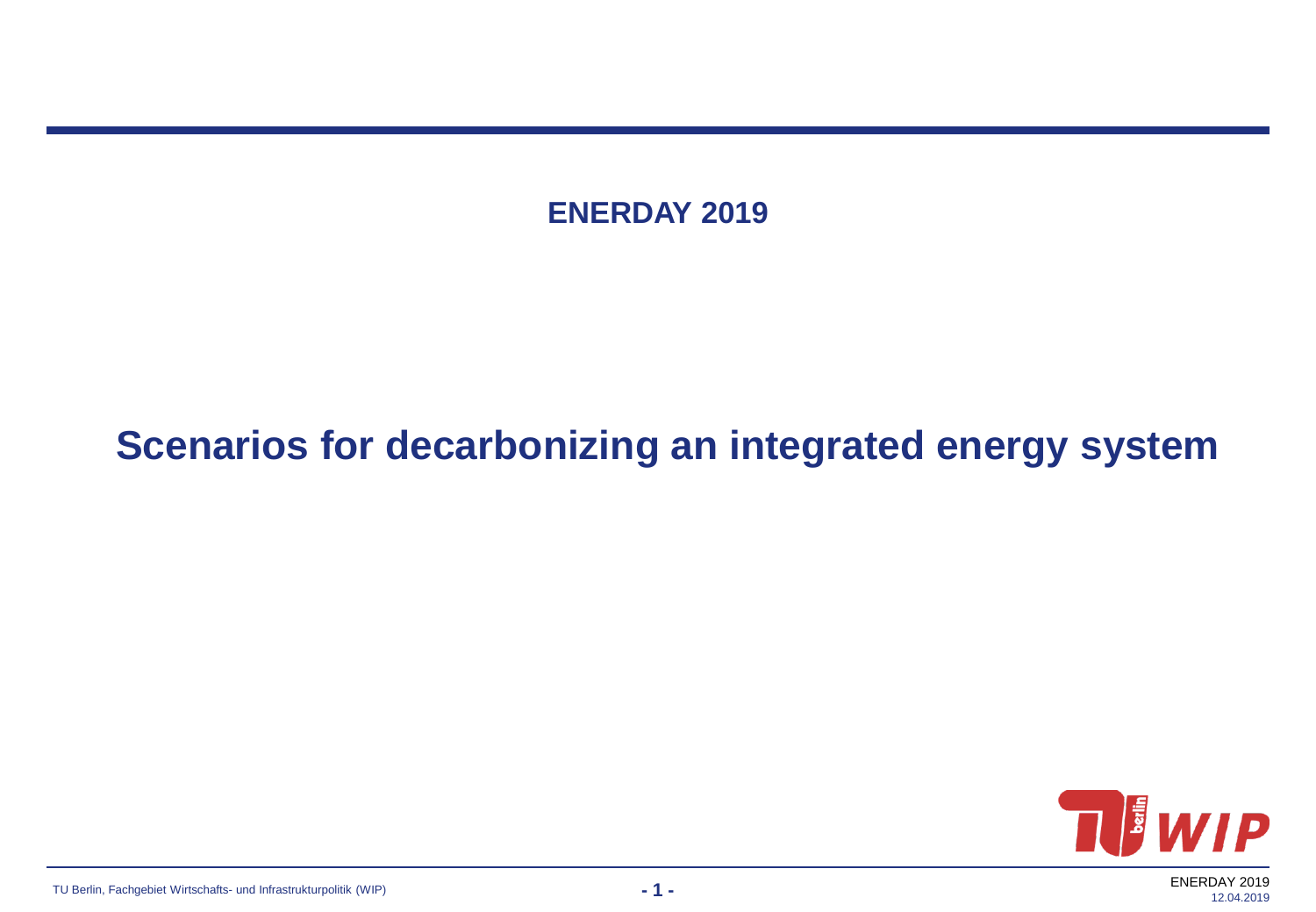**ENERDAY 2019**

# Scenarios for decarbonizing an integrated energy system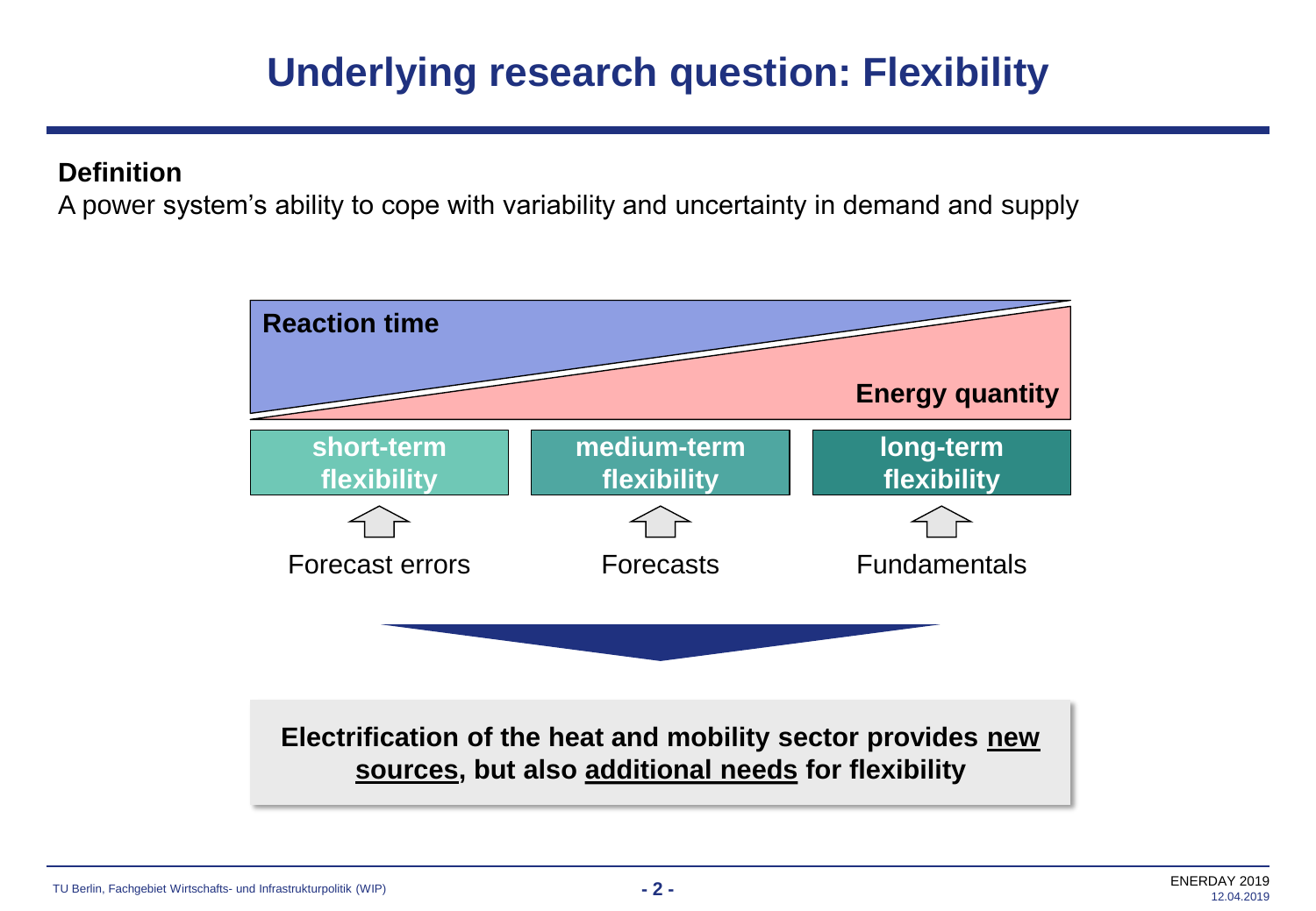# Underlying research question: Flexibility

**Definition**

A power system's ability to cope with variability and uncertainty in demand and supply

**Reaction time**

**Energy quantity**

| **short-term flexibility** | **medium-term flexibility** | **long-term flexibility** |
|---|---|---|
| Forecast errors | Forecasts | Fundamentals |

**Electrification of the heat and mobility sector provides new sources, but also additional needs for flexibility**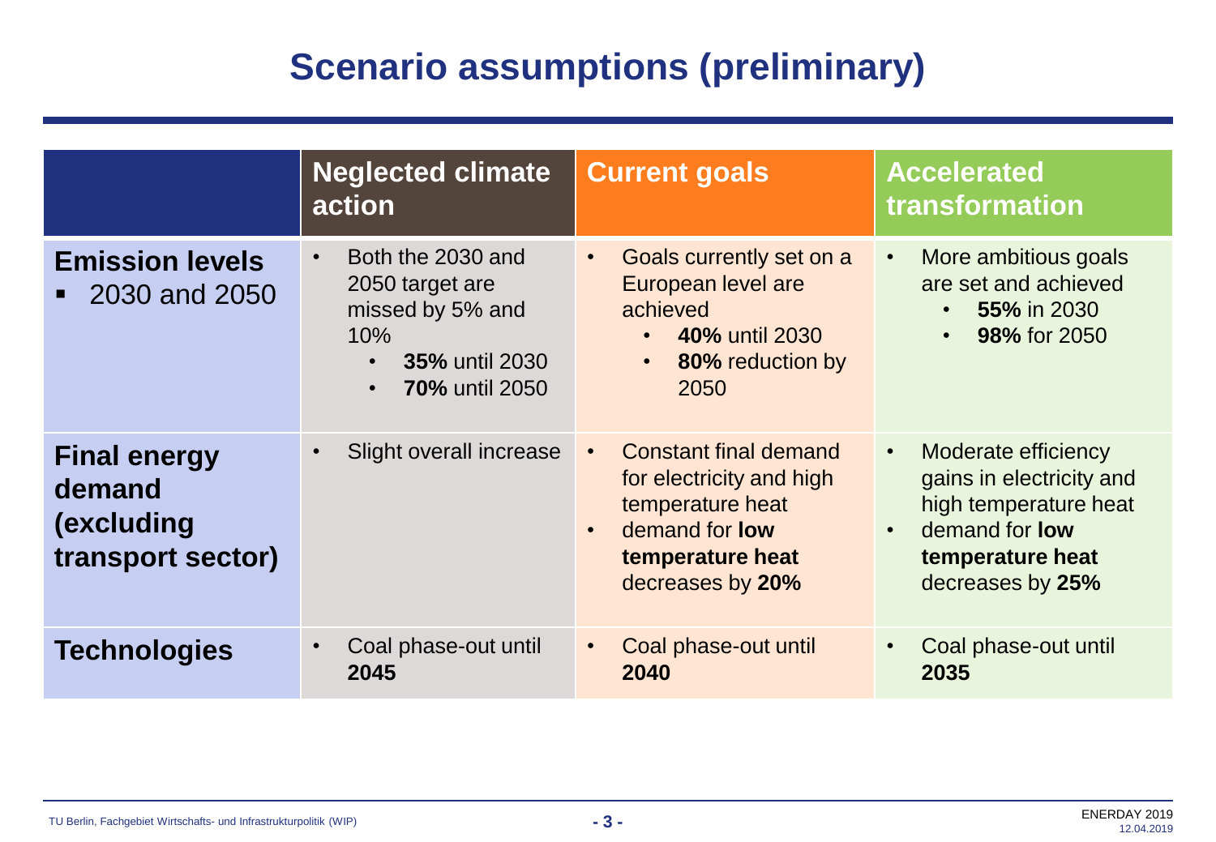# Scenario assumptions (preliminary)

| | Neglected climate action | Current goals | Accelerated transformation |
|---|---|---|---|
| **Emission levels**<br>▪ 2030 and 2050 | • Both the 2030 and 2050 target are missed by 5% and 10%<br>  • **35%** until 2030<br>  • **70%** until 2050 | • Goals currently set on a European level are achieved<br>  • **40%** until 2030<br>  • **80%** reduction by 2050 | • More ambitious goals are set and achieved<br>  • **55%** in 2030<br>  • **98%** for 2050 |
| **Final energy demand (excluding transport sector)** | • Slight overall increase | • Constant final demand for electricity and high temperature heat<br>• demand for **low temperature heat** decreases by **20%** | • Moderate efficiency gains in electricity and high temperature heat<br>• demand for **low temperature heat** decreases by **25%** |
| **Technologies** | • Coal phase-out until **2045** | • Coal phase-out until **2040** | • Coal phase-out until **2035** |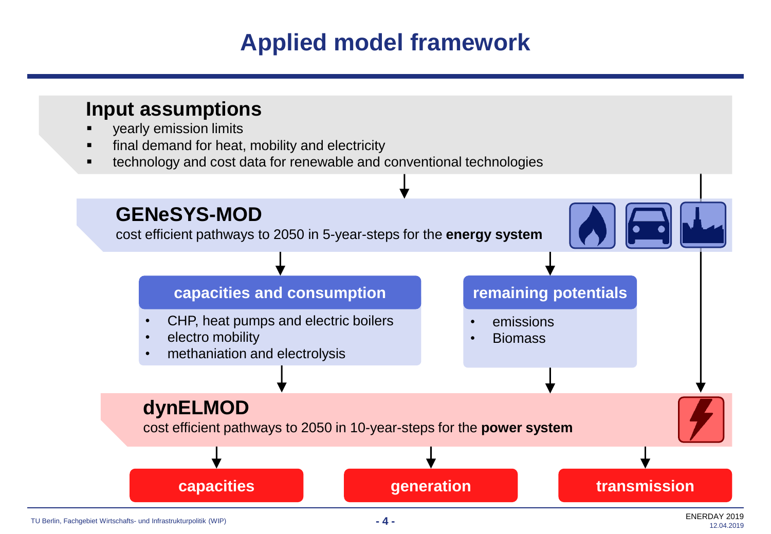# Applied model framework

## Input assumptions

- yearly emission limits
- final demand for heat, mobility and electricity
- technology and cost data for renewable and conventional technologies

## GENeSYS-MOD

cost efficient pathways to 2050 in 5-year-steps for the **energy system**

### capacities and consumption

- CHP, heat pumps and electric boilers
- electro mobility
- methaniation and electrolysis

### remaining potentials

- emissions
- Biomass

## dynELMOD

cost efficient pathways to 2050 in 10-year-steps for the **power system**

**capacities** | **generation** | **transmission**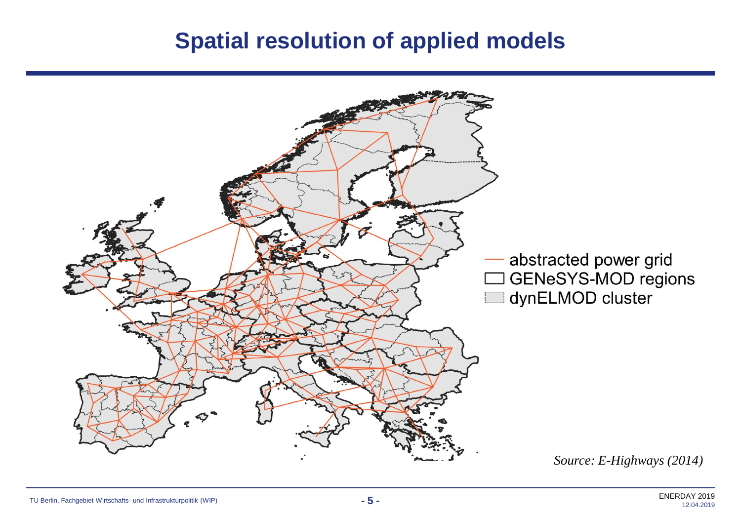# Spatial resolution of applied models

— abstracted power grid
☐ GENeSYS-MOD regions
☐ dynELMOD cluster

*Source: E-Highways (2014)*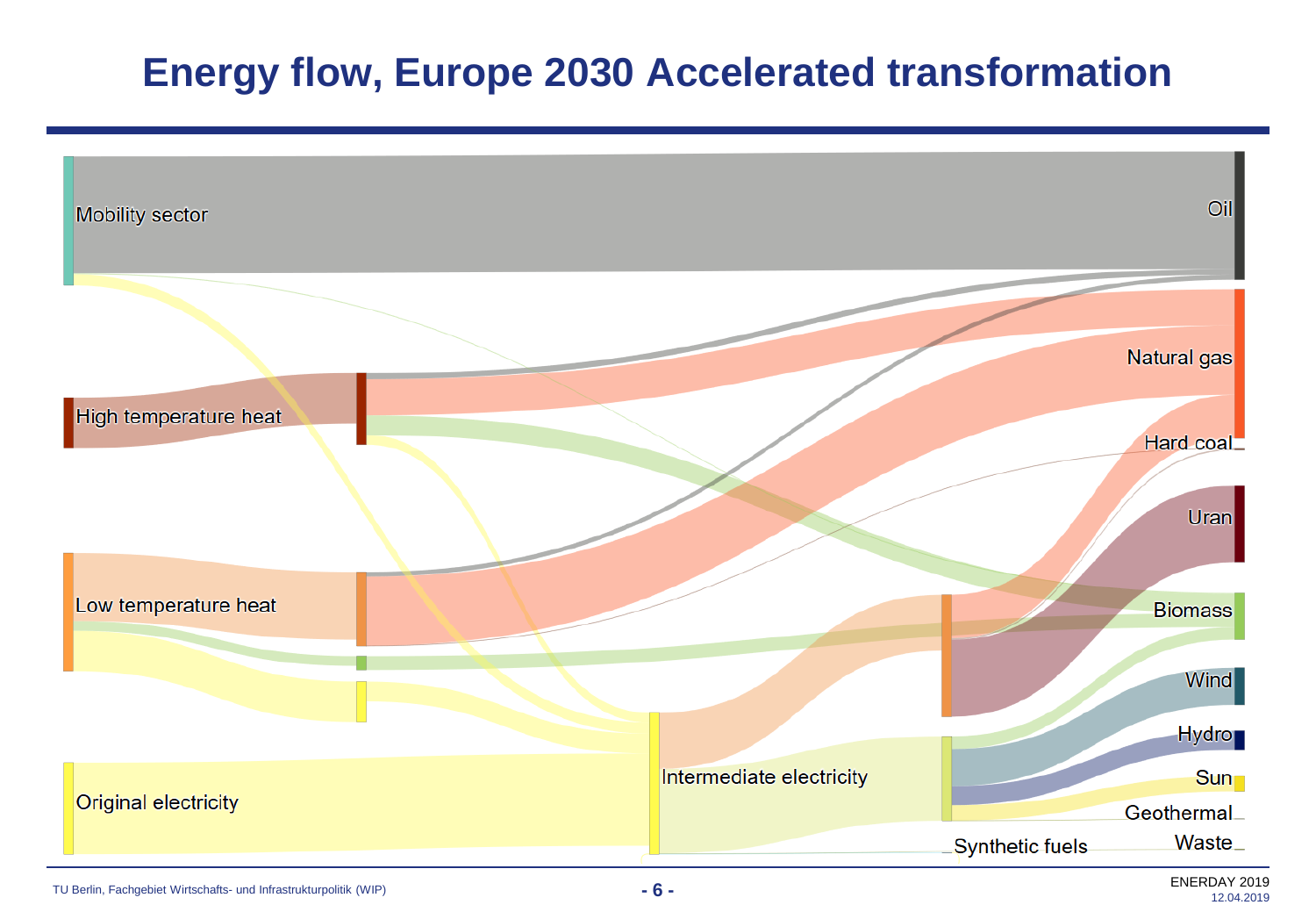# Energy flow, Europe 2030 Accelerated transformation

Mobility sector

High temperature heat

Low temperature heat

Original electricity

Intermediate electricity

Synthetic fuels

Oil

Natural gas

Hard coal

Uran

Biomass

Wind

Hydro

Sun

Geothermal

Waste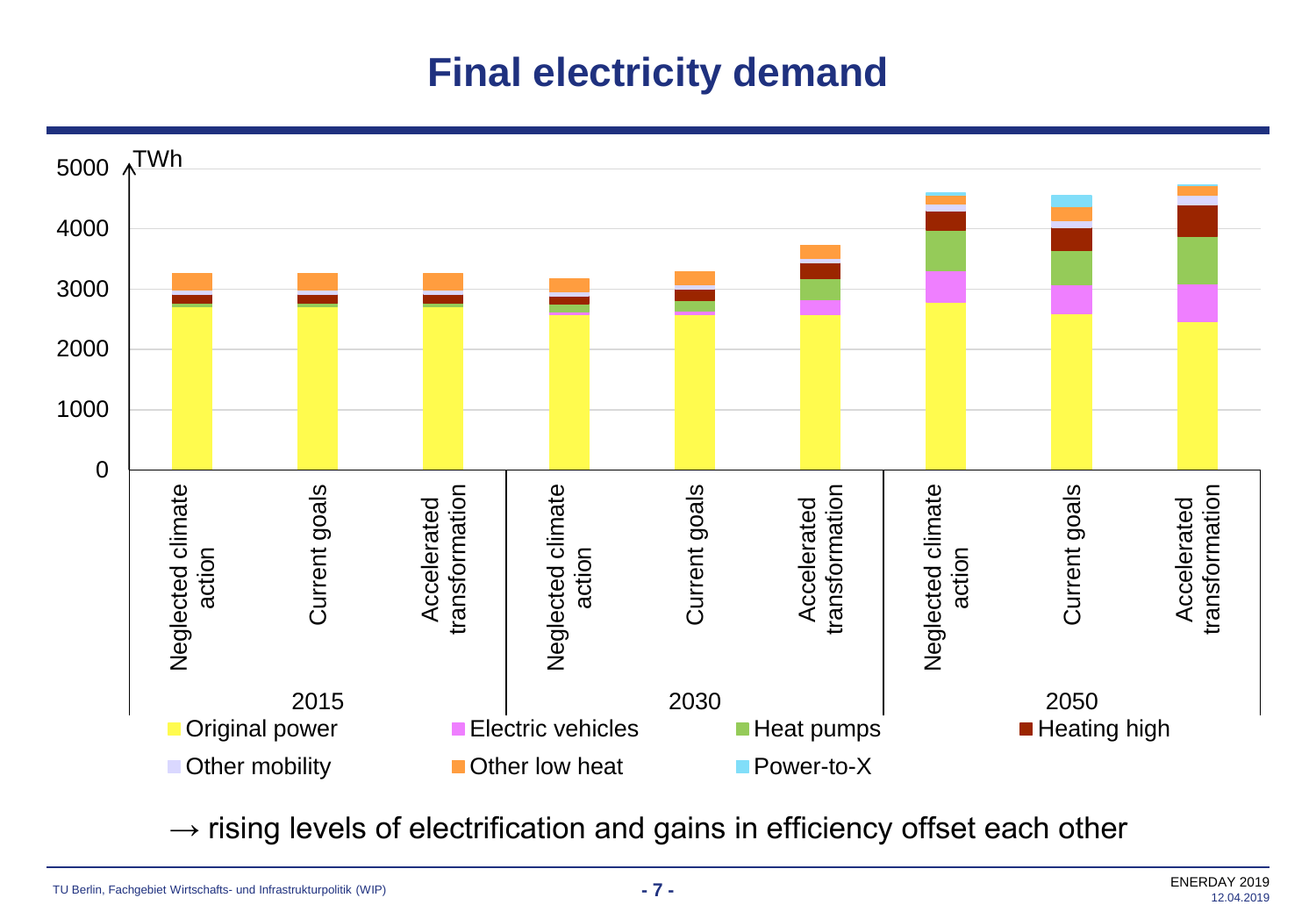# Final electricity demand

TWh

| | | Original power | Electric vehicles | Heat pumps | Heating high | Other mobility | Other low heat | Power-to-X |
|---|---|---|---|---|---|---|---|---|
| 2015 | Neglected climate action | | | | | | | |
| | Current goals | | | | | | | |
| | Accelerated transformation | | | | | | | |
| 2030 | Neglected climate action | | | | | | | |
| | Current goals | | | | | | | |
| | Accelerated transformation | | | | | | | |
| 2050 | Neglected climate action | | | | | | | |
| | Current goals | | | | | | | |
| | Accelerated transformation | | | | | | | |

→ rising levels of electrification and gains in efficiency offset each other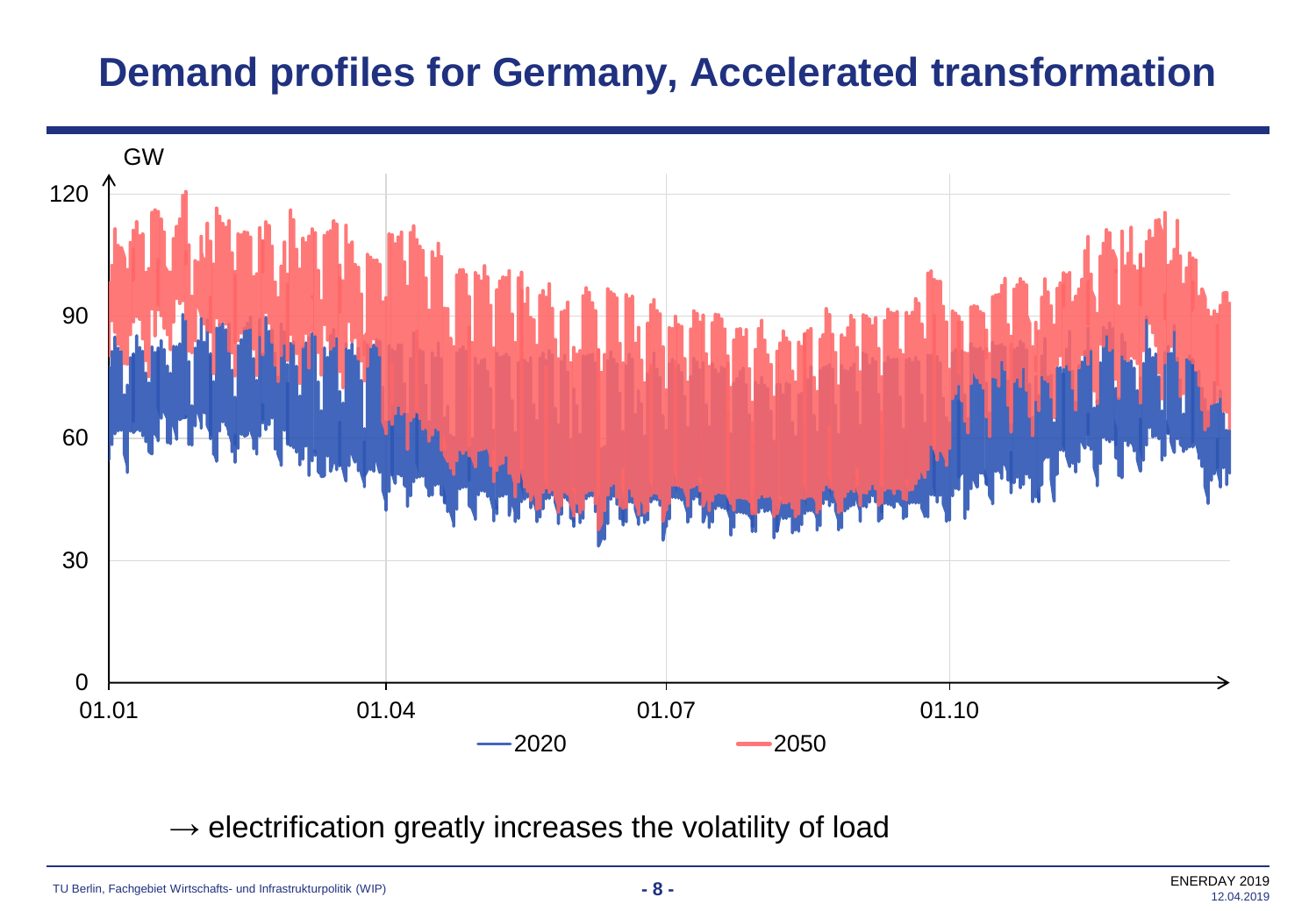# Demand profiles for Germany, Accelerated transformation

→ electrification greatly increases the volatility of load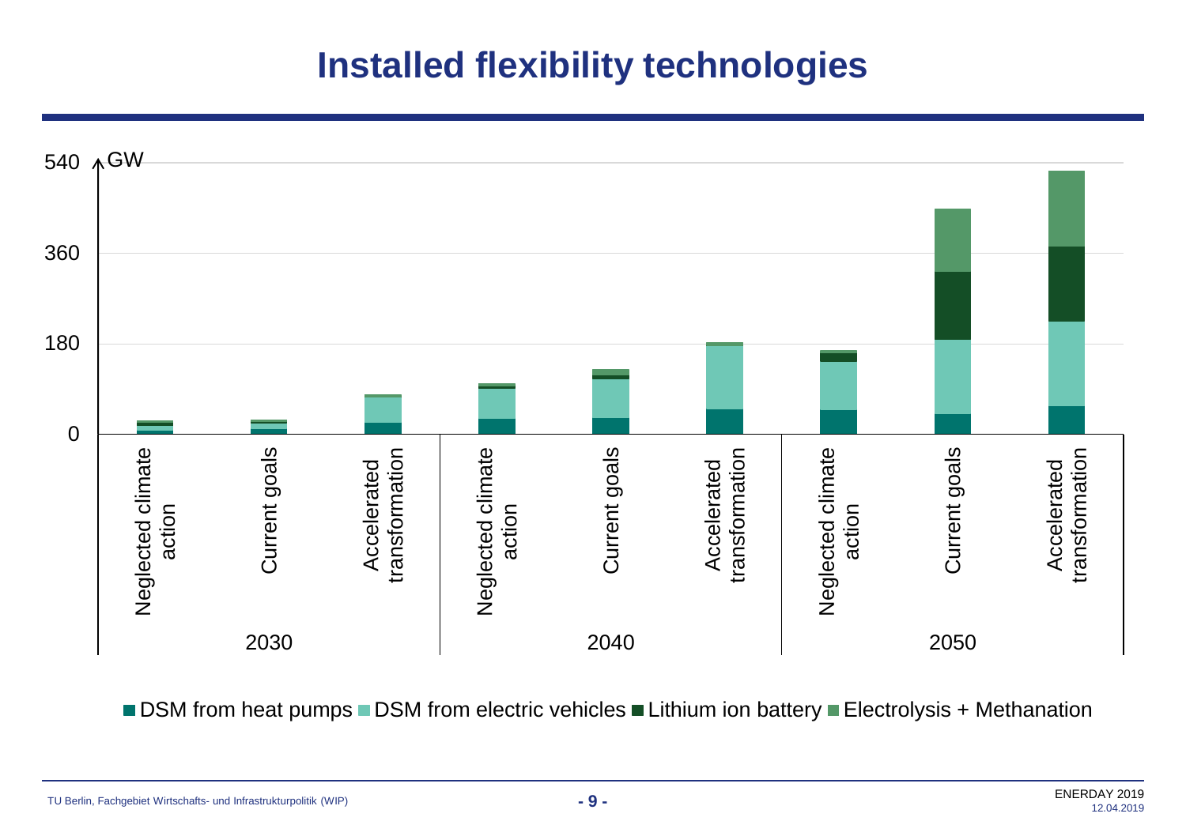# Installed flexibility technologies

GW

540

360

180

0

| 2030 | | | 2040 | | | 2050 | | |
|---|---|---|---|---|---|---|---|---|
| Neglected climate action | Current goals | Accelerated transformation | Neglected climate action | Current goals | Accelerated transformation | Neglected climate action | Current goals | Accelerated transformation |

■ DSM from heat pumps ■ DSM from electric vehicles ■ Lithium ion battery ■ Electrolysis + Methanation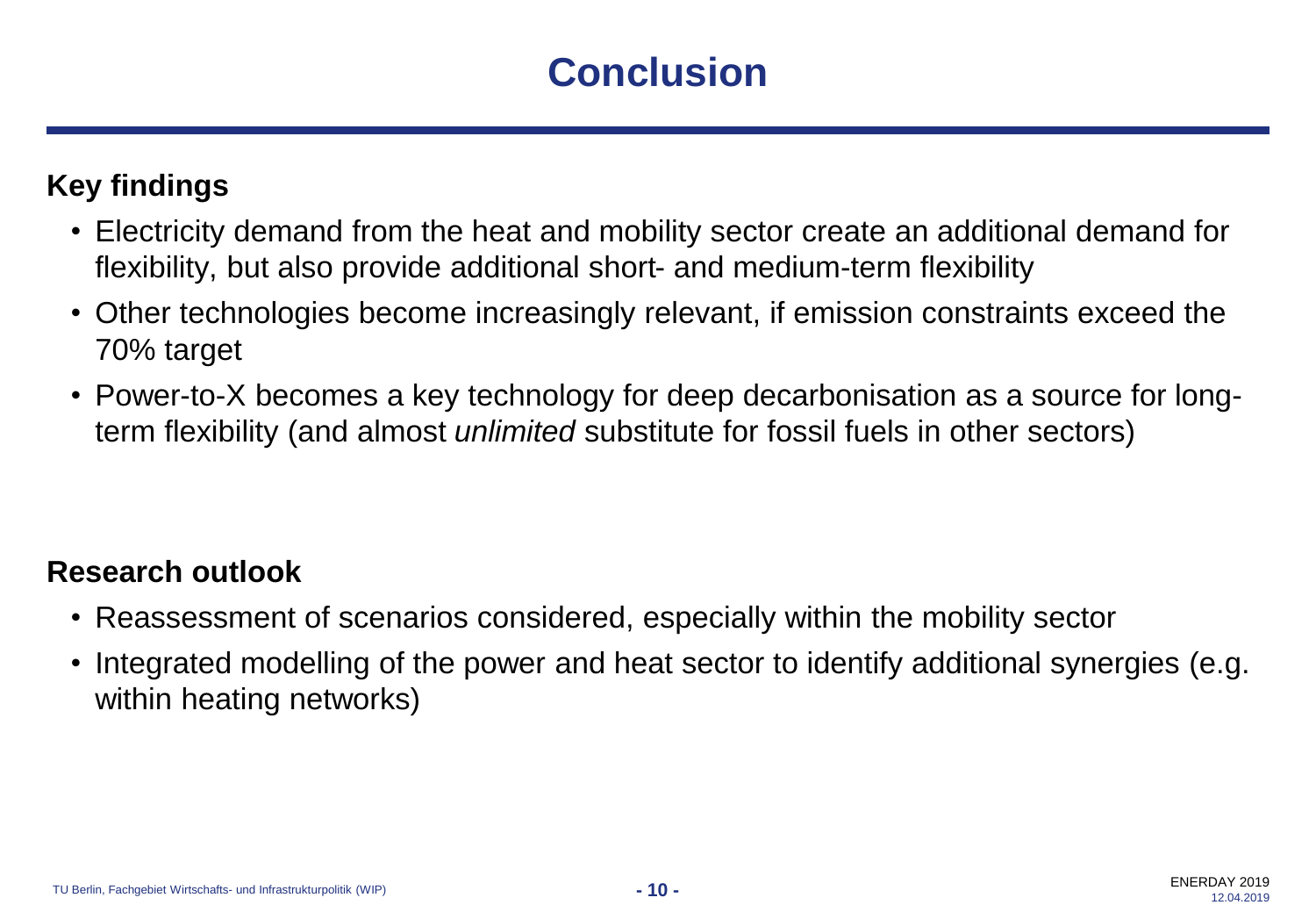# Conclusion

## Key findings

- Electricity demand from the heat and mobility sector create an additional demand for flexibility, but also provide additional short- and medium-term flexibility
- Other technologies become increasingly relevant, if emission constraints exceed the 70% target
- Power-to-X becomes a key technology for deep decarbonisation as a source for long-term flexibility (and almost *unlimited* substitute for fossil fuels in other sectors)

## Research outlook

- Reassessment of scenarios considered, especially within the mobility sector
- Integrated modelling of the power and heat sector to identify additional synergies (e.g. within heating networks)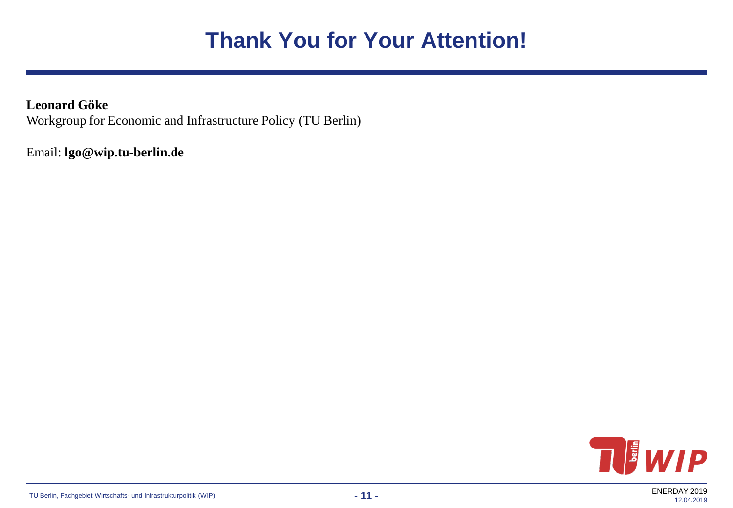# Thank You for Your Attention!

**Leonard Göke**
Workgroup for Economic and Infrastructure Policy (TU Berlin)

Email: **lgo@wip.tu-berlin.de**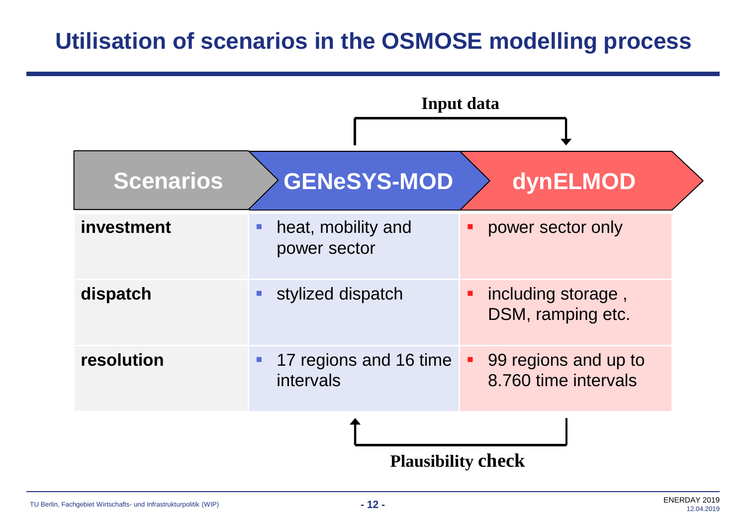# Utilisation of scenarios in the OSMOSE modelling process

**Input data** (GENeSYS-MOD → dynELMOD)

| Scenarios | GENeSYS-MOD | dynELMOD |
|---|---|---|
| **investment** | heat, mobility and power sector | power sector only |
| **dispatch** | stylized dispatch | including storage , DSM, ramping etc. |
| **resolution** | 17 regions and 16 time intervals | 99 regions and up to 8.760 time intervals |

**Plausibility check** (dynELMOD → GENeSYS-MOD)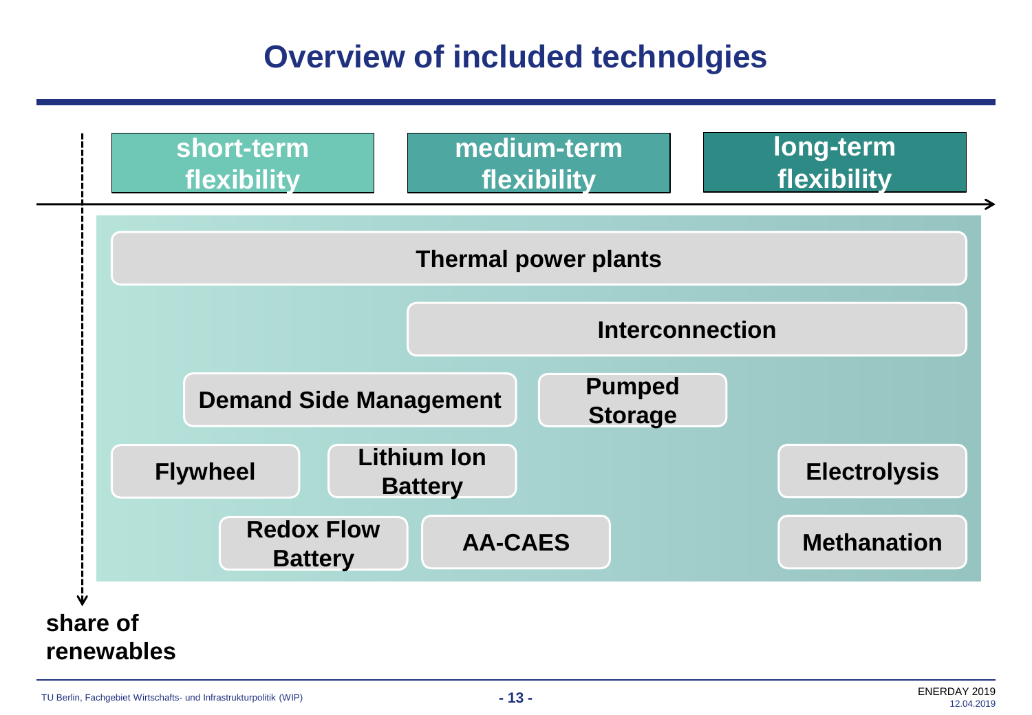# Overview of included technolgies

**short-term flexibility** | **medium-term flexibility** | **long-term flexibility**

- **Thermal power plants**
- **Interconnection**
- **Demand Side Management**
- **Pumped Storage**
- **Flywheel**
- **Lithium Ion Battery**
- **Electrolysis**
- **Redox Flow Battery**
- **AA-CAES**
- **Methanation**

**share of renewables**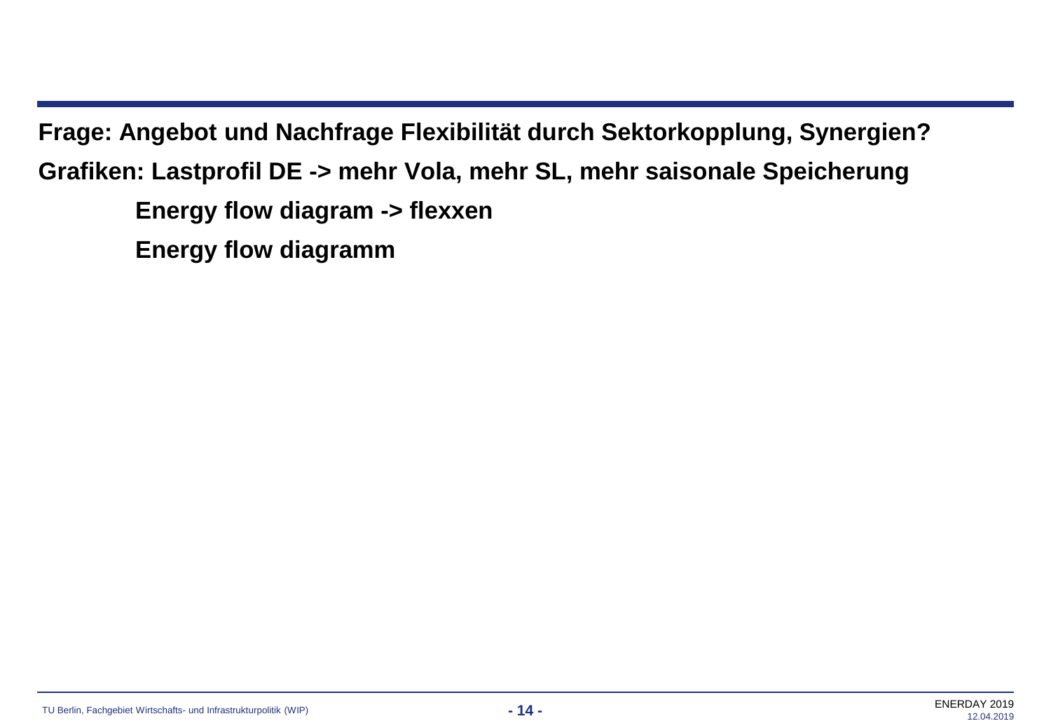**Frage: Angebot und Nachfrage Flexibilität durch Sektorkopplung, Synergien?**

**Grafiken: Lastprofil DE -> mehr Vola, mehr SL, mehr saisonale Speicherung**

**Energy flow diagram -> flexxen**

**Energy flow diagramm**